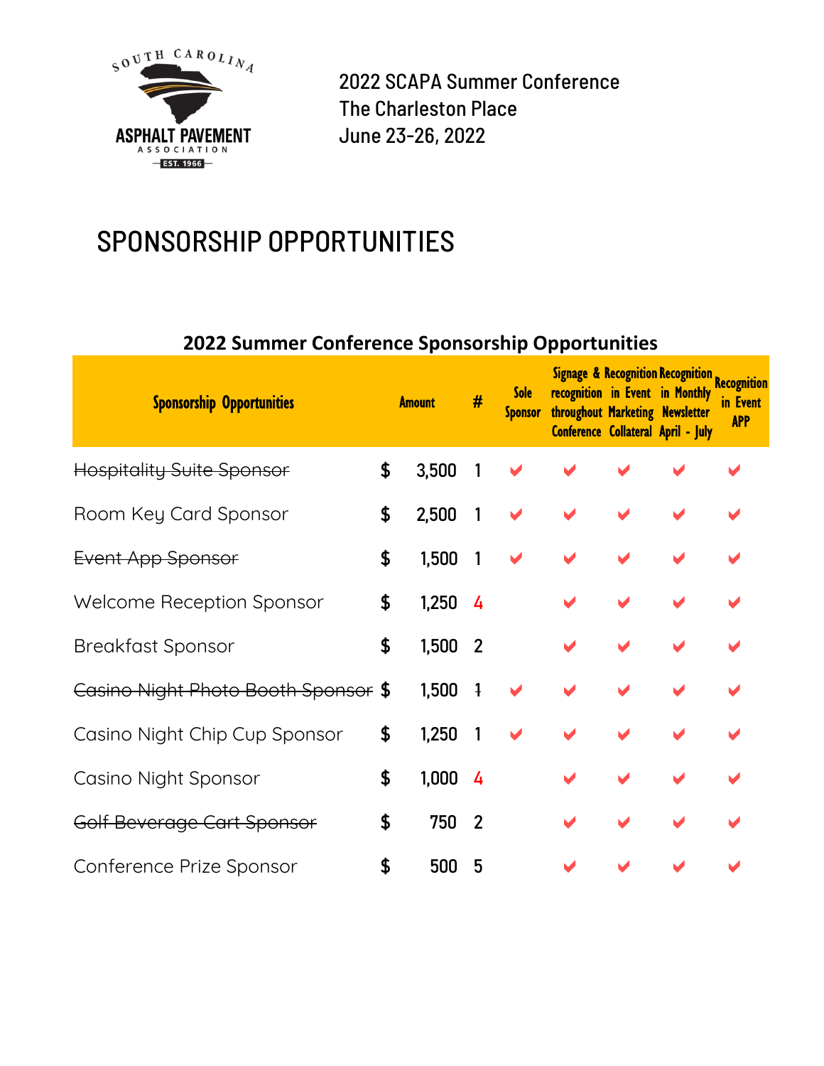SOUTH CAROLINA ASPHALT PAVEMENT ASSOCIATION EST. 1966

2022 SCAPA Summer Conference
The Charleston Place
June 23-26, 2022

# SPONSORSHIP OPPORTUNITIES

## 2022 Summer Conference Sponsorship Opportunities

| Sponsorship Opportunities | Amount | # | Sole Sponsor | Signage & recognition throughout Conference | Recognition in Event Marketing Collateral | Recognition in Monthly Newsletter April - July | Recognition in Event APP |
|---|---|---|---|---|---|---|---|
| ~~Hospitality Suite Sponsor~~ | $ 3,500 | 1 | ✔ | ✔ | ✔ | ✔ | ✔ |
| Room Key Card Sponsor | $ 2,500 | 1 | ✔ | ✔ | ✔ | ✔ | ✔ |
| ~~Event App Sponsor~~ | $ 1,500 | 1 | ✔ | ✔ | ✔ | ✔ | ✔ |
| Welcome Reception Sponsor | $ 1,250 | 4 | | ✔ | ✔ | ✔ | ✔ |
| Breakfast Sponsor | $ 1,500 | 2 | | ✔ | ✔ | ✔ | ✔ |
| ~~Casino Night Photo Booth Sponsor~~ | $ 1,500 | ~~1~~ | ✔ | ✔ | ✔ | ✔ | ✔ |
| Casino Night Chip Cup Sponsor | $ 1,250 | 1 | ✔ | ✔ | ✔ | ✔ | ✔ |
| Casino Night Sponsor | $ 1,000 | 4 | | ✔ | ✔ | ✔ | ✔ |
| ~~Golf Beverage Cart Sponsor~~ | $ 750 | 2 | | ✔ | ✔ | ✔ | ✔ |
| Conference Prize Sponsor | $ 500 | 5 | | ✔ | ✔ | ✔ | ✔ |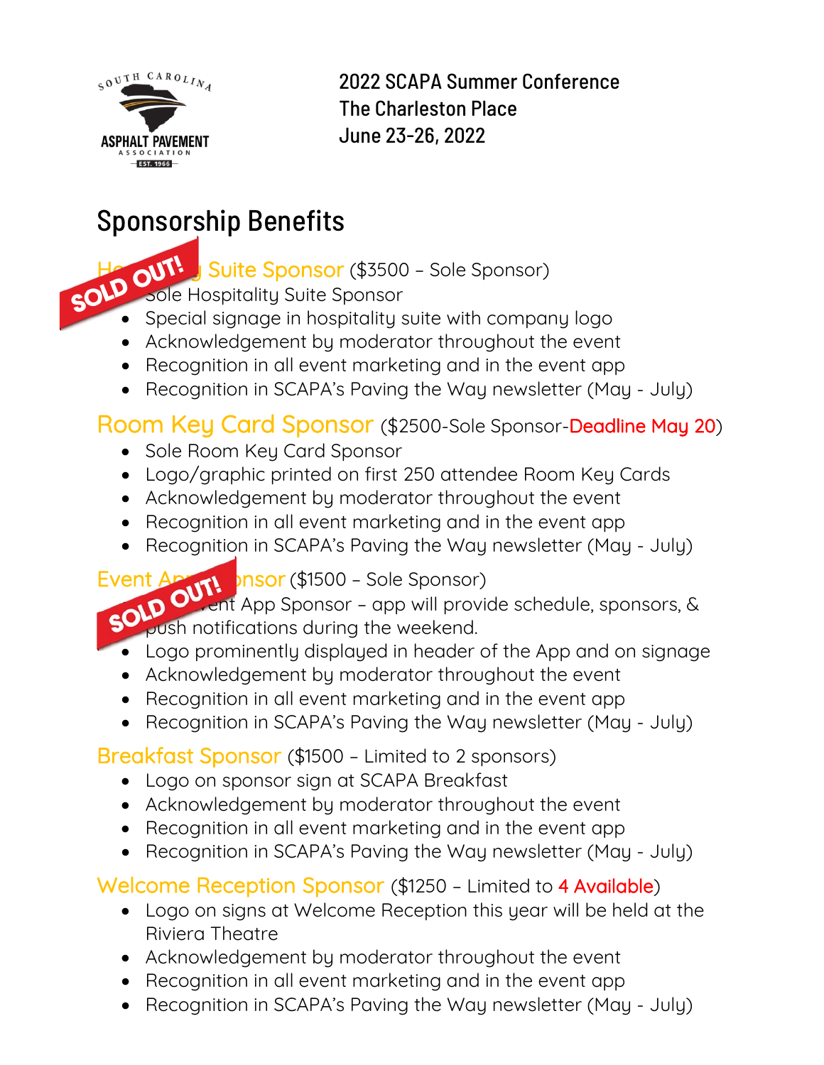2022 SCAPA Summer Conference
The Charleston Place
June 23-26, 2022

# Sponsorship Benefits

SOLD OUT!

## Hospitality Suite Sponsor ($3500 – Sole Sponsor)

- Sole Hospitality Suite Sponsor
- Special signage in hospitality suite with company logo
- Acknowledgement by moderator throughout the event
- Recognition in all event marketing and in the event app
- Recognition in SCAPA's Paving the Way newsletter (May - July)

## Room Key Card Sponsor ($2500-Sole Sponsor-Deadline May 20)

- Sole Room Key Card Sponsor
- Logo/graphic printed on first 250 attendee Room Key Cards
- Acknowledgement by moderator throughout the event
- Recognition in all event marketing and in the event app
- Recognition in SCAPA's Paving the Way newsletter (May - July)

SOLD OUT!

## Event App Sponsor ($1500 – Sole Sponsor)

- Sole Event App Sponsor – app will provide schedule, sponsors, & push notifications during the weekend.
- Logo prominently displayed in header of the App and on signage
- Acknowledgement by moderator throughout the event
- Recognition in all event marketing and in the event app
- Recognition in SCAPA's Paving the Way newsletter (May - July)

## Breakfast Sponsor ($1500 – Limited to 2 sponsors)

- Logo on sponsor sign at SCAPA Breakfast
- Acknowledgement by moderator throughout the event
- Recognition in all event marketing and in the event app
- Recognition in SCAPA's Paving the Way newsletter (May - July)

## Welcome Reception Sponsor ($1250 – Limited to 4 Available)

- Logo on signs at Welcome Reception this year will be held at the Riviera Theatre
- Acknowledgement by moderator throughout the event
- Recognition in all event marketing and in the event app
- Recognition in SCAPA's Paving the Way newsletter (May - July)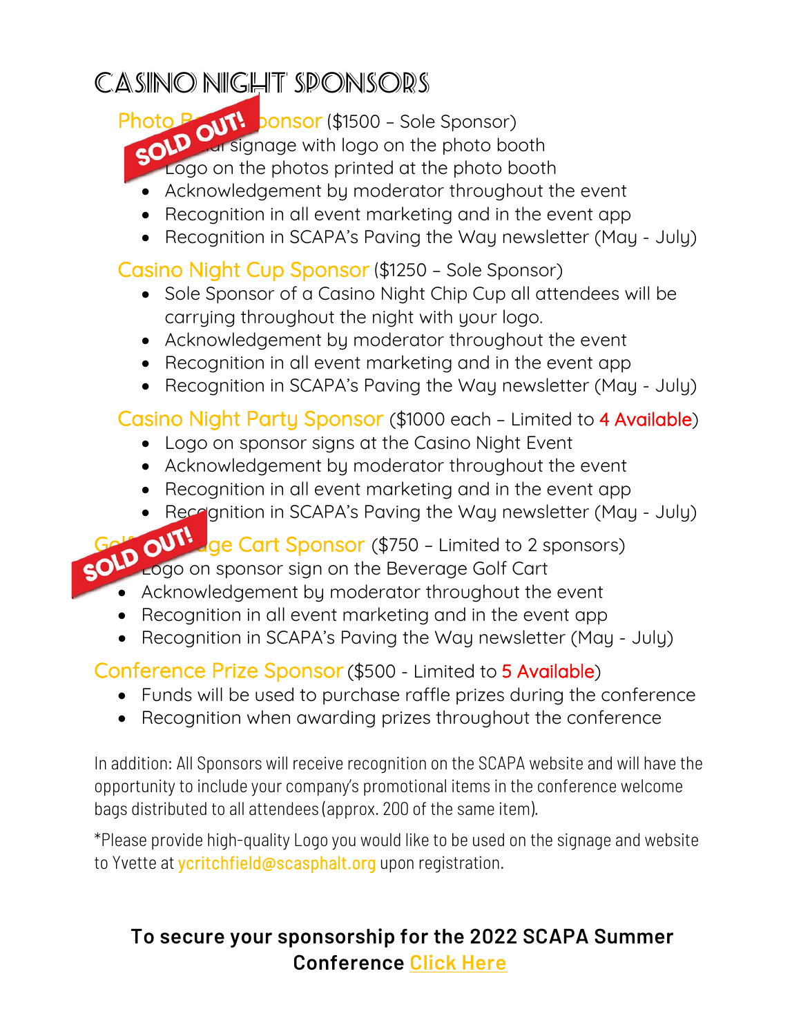# Casino Night Sponsors

### Photo B[SOLD OUT!]ponsor ($1500 – Sole Sponsor)

- [SOLD OUT!] signage with logo on the photo booth
- Logo on the photos printed at the photo booth
- Acknowledgement by moderator throughout the event
- Recognition in all event marketing and in the event app
- Recognition in SCAPA's Paving the Way newsletter (May - July)

### Casino Night Cup Sponsor ($1250 – Sole Sponsor)

- Sole Sponsor of a Casino Night Chip Cup all attendees will be carrying throughout the night with your logo.
- Acknowledgement by moderator throughout the event
- Recognition in all event marketing and in the event app
- Recognition in SCAPA's Paving the Way newsletter (May - July)

### Casino Night Party Sponsor ($1000 each – Limited to 4 Available)

- Logo on sponsor signs at the Casino Night Event
- Acknowledgement by moderator throughout the event
- Recognition in all event marketing and in the event app
- Recognition in SCAPA's Paving the Way newsletter (May - July)

### Gol[SOLD OUT!]age Cart Sponsor ($750 – Limited to 2 sponsors)

- Logo on sponsor sign on the Beverage Golf Cart
- Acknowledgement by moderator throughout the event
- Recognition in all event marketing and in the event app
- Recognition in SCAPA's Paving the Way newsletter (May - July)

### Conference Prize Sponsor ($500 - Limited to 5 Available)

- Funds will be used to purchase raffle prizes during the conference
- Recognition when awarding prizes throughout the conference

In addition: All Sponsors will receive recognition on the SCAPA website and will have the opportunity to include your company's promotional items in the conference welcome bags distributed to all attendees (approx. 200 of the same item).

*Please provide high-quality Logo you would like to be used on the signage and website to Yvette at ycritchfield@scasphalt.org upon registration.

**To secure your sponsorship for the 2022 SCAPA Summer Conference Click Here**